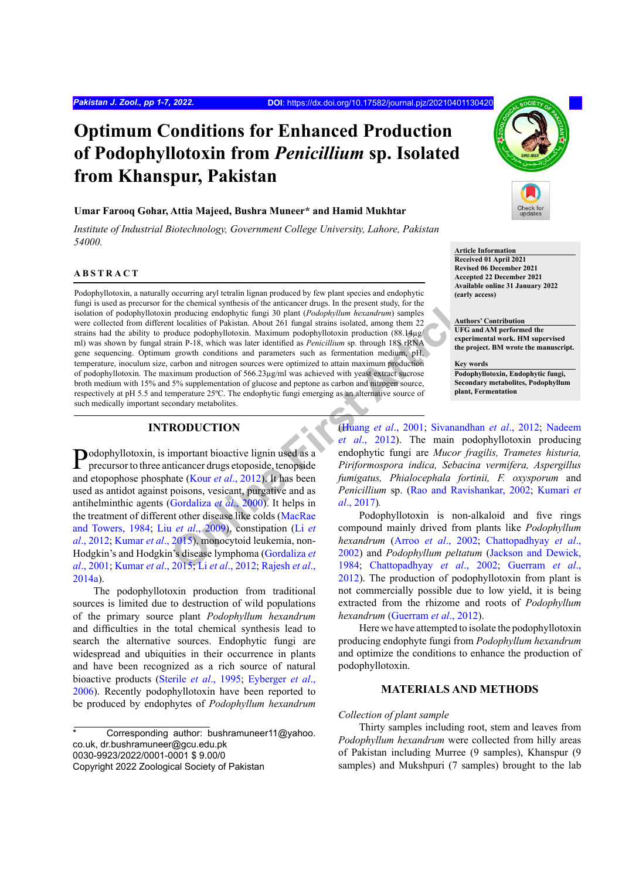# Optimum Conditions for Enhanced Production of Podophyllotoxin from *Penicillium* sp. Isolated from Khanspur, Pakistan

**Umar Farooq Gohar, Attia Majeed, Bushra Muneer* and Hamid Mukhtar**

*Institute of Industrial Biotechnology, Government College University, Lahore, Pakistan 54000.*

**Article Information**
Received 01 April 2021
Revised 06 December 2021
Accepted 22 December 2021
Available online 31 January 2022 (early access)

**Authors' Contribution**
UFG and AM performed the experimental work. HM supervised the project. BM wrote the manuscript.

**Key words**
Podophyllotoxin, Endophytic fungi, Secondary metabolites, Podophyllum plant, Fermentation

## ABSTRACT

Podophyllotoxin, a naturally occurring aryl tetralin lignan produced by few plant species and endophytic fungi is used as precursor for the chemical synthesis of the anticancer drugs. In the present study, for the isolation of podophyllotoxin producing endophytic fungi 30 plant (*Podophyllum hexandrum*) samples were collected from different localities of Pakistan. About 261 fungal strains isolated, among them 22 strains had the ability to produce podophyllotoxin. Maximum podophyllotoxin production (88.14µg/ml) was shown by fungal strain P-18, which was later identified as *Penicillium* sp. through 18S rRNA gene sequencing. Optimum growth conditions and parameters such as fermentation medium, pH, temperature, inoculum size, carbon and nitrogen sources were optimized to attain maximum production of podophyllotoxin. The maximum production of 566.23µg/ml was achieved with yeast extract sucrose broth medium with 15% and 5% supplementation of glucose and peptone as carbon and nitrogen source, respectively at pH 5.5 and temperature 25ºC. The endophytic fungi emerging as an alternative source of such medically important secondary metabolites.

## INTRODUCTION

Podophyllotoxin, is important bioactive lignin used as a precursor to three anticancer drugs etoposide, tenopside and etopophose phosphate (Kour *et al*., 2012). It has been used as antidot against poisons, vesicant, purgative and as antihelminthic agents (Gordaliza *et al*., 2000). It helps in the treatment of different other disease like colds (MacRae and Towers, 1984; Liu *et al*., 2009), constipation (Li *et al*., 2012; Kumar *et al*., 2015), monocytoid leukemia, non-Hodgkin's and Hodgkin's disease lymphoma (Gordaliza *et al*., 2001; Kumar *et al*., 2015; Li *et al*., 2012; Rajesh *et al*., 2014a).

The podophyllotoxin production from traditional sources is limited due to destruction of wild populations of the primary source plant *Podophyllum hexandrum* and difficulties in the total chemical synthesis lead to search the alternative sources. Endophytic fungi are widespread and ubiquities in their occurrence in plants and have been recognized as a rich source of natural bioactive products (Sterile *et al*., 1995; Eyberger *et al*., 2006). Recently podophyllotoxin have been reported to be produced by endophytes of *Podophyllum hexandrum* (Huang *et al*., 2001; Sivanandhan *et al*., 2012; Nadeem *et al*., 2012). The main podophyllotoxin producing endophytic fungi are *Mucor fragilis, Trametes histuria, Piriformospora indica, Sebacina vermifera, Aspergillus fumigatus, Phialocephala fortinii, F. oxysporum* and *Penicillium* sp. (Rao and Ravishankar, 2002; Kumari *et al*., 2017).

Podophyllotoxin is non-alkaloid and five rings compound mainly drived from plants like *Podophyllum hexandrum* (Arroo *et al*., 2002; Chattopadhyay *et al*., 2002) and *Podophyllum peltatum* (Jackson and Dewick, 1984; Chattopadhyay *et al*., 2002; Guerram *et al*., 2012). The production of podophyllotoxin from plant is not commercially possible due to low yield, it is being extracted from the rhizome and roots of *Podophyllum hexandrum* (Guerram *et al*., 2012).

Here we have attempted to isolate the podophyllotoxin producing endophyte fungi from *Podophyllum hexandrum* and optimize the conditions to enhance the production of podophyllotoxin.

## MATERIALS AND METHODS

*Collection of plant sample*

Thirty samples including root, stem and leaves from *Podophyllum hexandrum* were collected from hilly areas of Pakistan including Murree (9 samples), Khanspur (9 samples) and Mukshpuri (7 samples) brought to the lab

---

\* Corresponding author: bushramuneer11@yahoo.co.uk, dr.bushramuneer@gcu.edu.pk
0030-9923/2022/0001-0001 $ 9.00/0
Copyright 2022 Zoological Society of Pakistan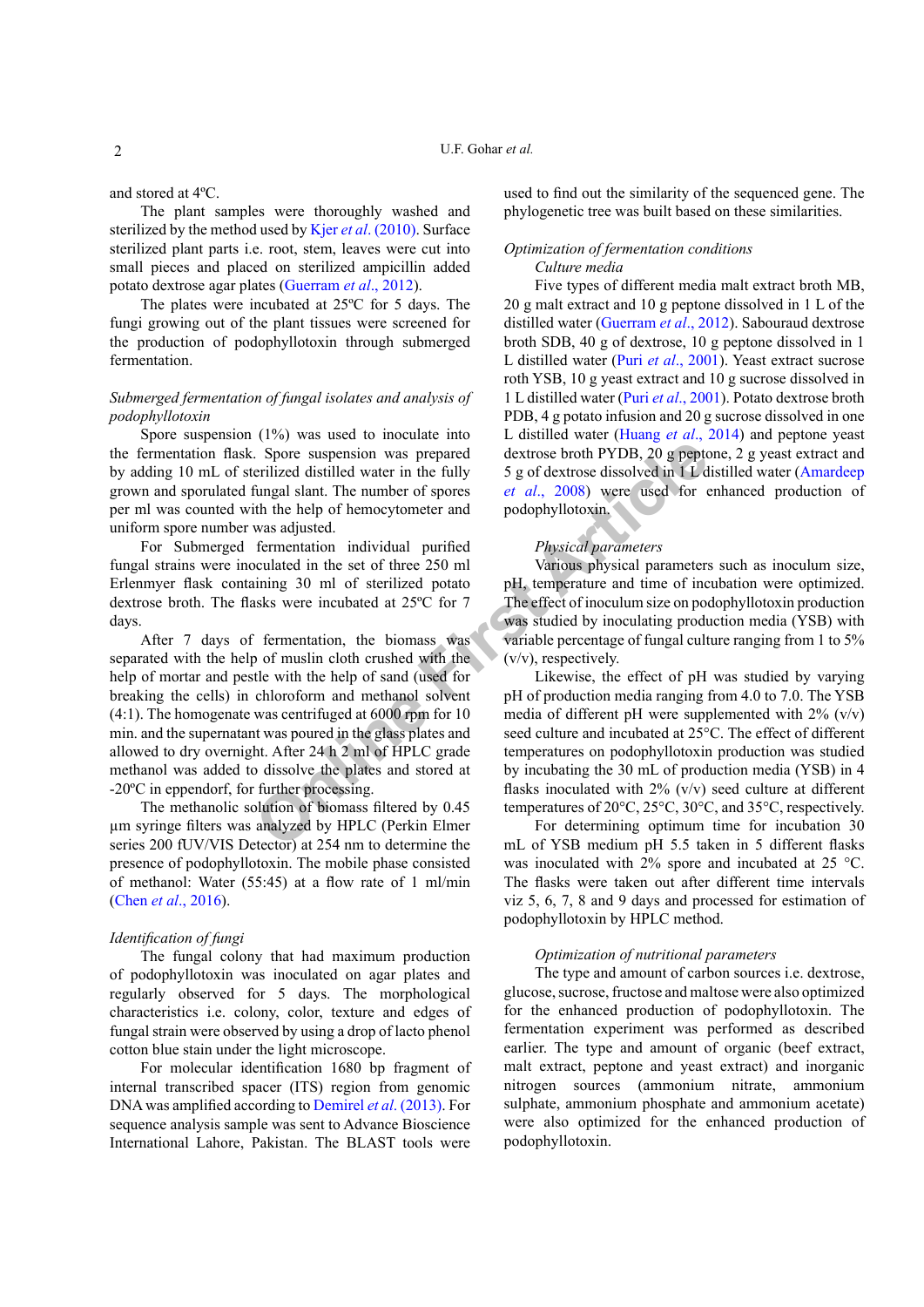and stored at 4ºC.

The plant samples were thoroughly washed and sterilized by the method used by Kjer *et al*. (2010). Surface sterilized plant parts i.e. root, stem, leaves were cut into small pieces and placed on sterilized ampicillin added potato dextrose agar plates (Guerram *et al*., 2012).

The plates were incubated at 25ºC for 5 days. The fungi growing out of the plant tissues were screened for the production of podophyllotoxin through submerged fermentation.

*Submerged fermentation of fungal isolates and analysis of podophyllotoxin*

Spore suspension (1%) was used to inoculate into the fermentation flask. Spore suspension was prepared by adding 10 mL of sterilized distilled water in the fully grown and sporulated fungal slant. The number of spores per ml was counted with the help of hemocytometer and uniform spore number was adjusted.

For Submerged fermentation individual purified fungal strains were inoculated in the set of three 250 ml Erlenmyer flask containing 30 ml of sterilized potato dextrose broth. The flasks were incubated at 25ºC for 7 days.

After 7 days of fermentation, the biomass was separated with the help of muslin cloth crushed with the help of mortar and pestle with the help of sand (used for breaking the cells) in chloroform and methanol solvent (4:1). The homogenate was centrifuged at 6000 rpm for 10 min. and the supernatant was poured in the glass plates and allowed to dry overnight. After 24 h 2 ml of HPLC grade methanol was added to dissolve the plates and stored at -20ºC in eppendorf, for further processing.

The methanolic solution of biomass filtered by 0.45 µm syringe filters was analyzed by HPLC (Perkin Elmer series 200 fUV/VIS Detector) at 254 nm to determine the presence of podophyllotoxin. The mobile phase consisted of methanol: Water (55:45) at a flow rate of 1 ml/min (Chen *et al*., 2016).

*Identification of fungi*

The fungal colony that had maximum production of podophyllotoxin was inoculated on agar plates and regularly observed for 5 days. The morphological characteristics i.e. colony, color, texture and edges of fungal strain were observed by using a drop of lacto phenol cotton blue stain under the light microscope.

For molecular identification 1680 bp fragment of internal transcribed spacer (ITS) region from genomic DNA was amplified according to Demirel *et al*. (2013). For sequence analysis sample was sent to Advance Bioscience International Lahore, Pakistan. The BLAST tools were used to find out the similarity of the sequenced gene. The phylogenetic tree was built based on these similarities.

*Optimization of fermentation conditions*

*Culture media*

Five types of different media malt extract broth MB, 20 g malt extract and 10 g peptone dissolved in 1 L of the distilled water (Guerram *et al*., 2012). Sabouraud dextrose broth SDB, 40 g of dextrose, 10 g peptone dissolved in 1 L distilled water (Puri *et al*., 2001). Yeast extract sucrose roth YSB, 10 g yeast extract and 10 g sucrose dissolved in 1 L distilled water (Puri *et al*., 2001). Potato dextrose broth PDB, 4 g potato infusion and 20 g sucrose dissolved in one L distilled water (Huang *et al*., 2014) and peptone yeast dextrose broth PYDB, 20 g peptone, 2 g yeast extract and 5 g of dextrose dissolved in 1 L distilled water (Amardeep *et al*., 2008) were used for enhanced production of podophyllotoxin.

*Physical parameters*

Various physical parameters such as inoculum size, pH, temperature and time of incubation were optimized. The effect of inoculum size on podophyllotoxin production was studied by inoculating production media (YSB) with variable percentage of fungal culture ranging from 1 to 5% (v/v), respectively.

Likewise, the effect of pH was studied by varying pH of production media ranging from 4.0 to 7.0. The YSB media of different pH were supplemented with 2% (v/v) seed culture and incubated at 25°C. The effect of different temperatures on podophyllotoxin production was studied by incubating the 30 mL of production media (YSB) in 4 flasks inoculated with 2% (v/v) seed culture at different temperatures of 20°C, 25°C, 30°C, and 35°C, respectively.

For determining optimum time for incubation 30 mL of YSB medium pH 5.5 taken in 5 different flasks was inoculated with 2% spore and incubated at 25 °C. The flasks were taken out after different time intervals viz 5, 6, 7, 8 and 9 days and processed for estimation of podophyllotoxin by HPLC method.

*Optimization of nutritional parameters*

The type and amount of carbon sources i.e. dextrose, glucose, sucrose, fructose and maltose were also optimized for the enhanced production of podophyllotoxin. The fermentation experiment was performed as described earlier. The type and amount of organic (beef extract, malt extract, peptone and yeast extract) and inorganic nitrogen sources (ammonium nitrate, ammonium sulphate, ammonium phosphate and ammonium acetate) were also optimized for the enhanced production of podophyllotoxin.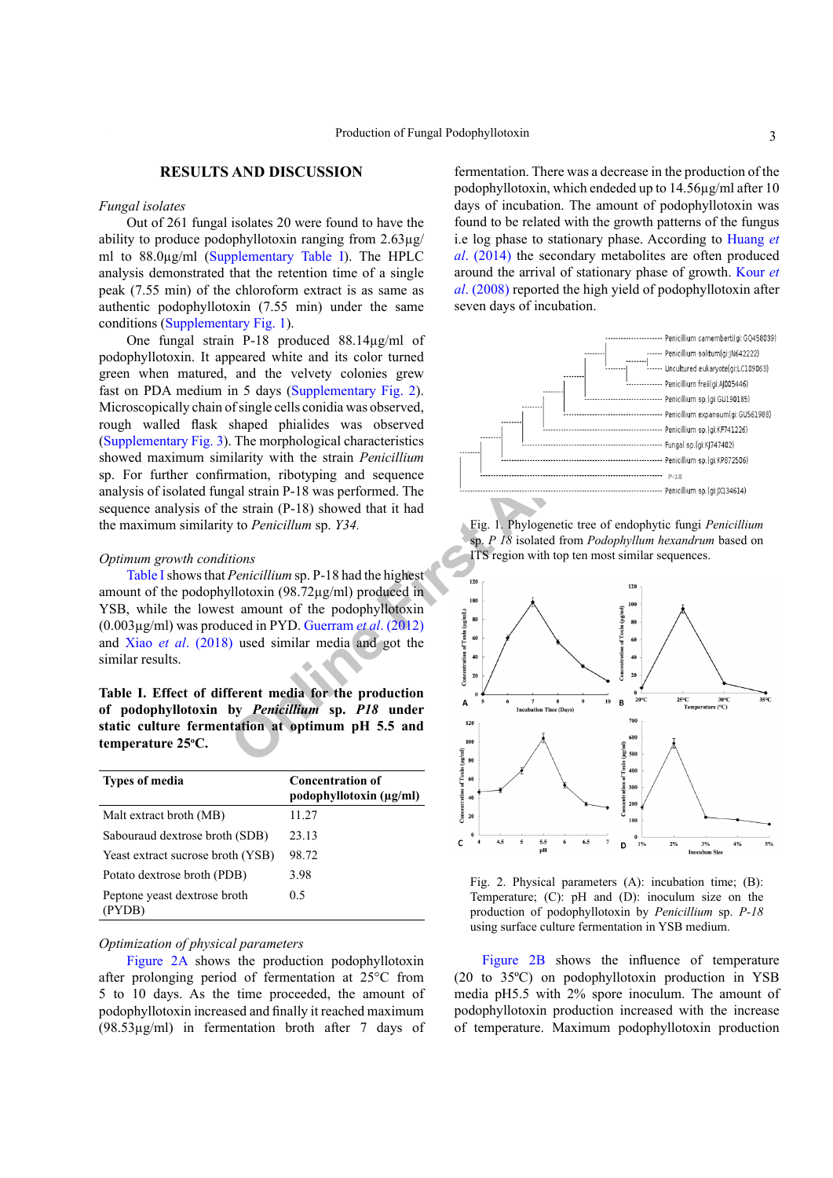## RESULTS AND DISCUSSION

*Fungal isolates*

Out of 261 fungal isolates 20 were found to have the ability to produce podophyllotoxin ranging from 2.63µg/ml to 88.0µg/ml (Supplementary Table I). The HPLC analysis demonstrated that the retention time of a single peak (7.55 min) of the chloroform extract is as same as authentic podophyllotoxin (7.55 min) under the same conditions (Supplementary Fig. 1).

One fungal strain P-18 produced 88.14µg/ml of podophyllotoxin. It appeared white and its color turned green when matured, and the velvety colonies grew fast on PDA medium in 5 days (Supplementary Fig. 2). Microscopically chain of single cells conidia was observed, rough walled flask shaped phialides was observed (Supplementary Fig. 3). The morphological characteristics showed maximum similarity with the strain *Penicillium* sp. For further confirmation, ribotyping and sequence analysis of isolated fungal strain P-18 was performed. The sequence analysis of the strain (P-18) showed that it had the maximum similarity to *Penicillum* sp. *Y34.*

*Optimum growth conditions*

Table I shows that *Penicillium* sp. P-18 had the highest amount of the podophyllotoxin (98.72µg/ml) produced in YSB, while the lowest amount of the podophyllotoxin (0.003µg/ml) was produced in PYD. Guerram *et al*. (2012) and Xiao *et al*. (2018) used similar media and got the similar results.

**Table I. Effect of different media for the production of podophyllotoxin by *Penicillium* sp. *P18* under static culture fermentation at optimum pH 5.5 and temperature 25°C.**

| Types of media | Concentration of podophyllotoxin (µg/ml) |
|---|---|
| Malt extract broth (MB) | 11.27 |
| Sabouraud dextrose broth (SDB) | 23.13 |
| Yeast extract sucrose broth (YSB) | 98.72 |
| Potato dextrose broth (PDB) | 3.98 |
| Peptone yeast dextrose broth (PYDB) | 0.5 |

*Optimization of physical parameters*

Figure 2A shows the production podophyllotoxin after prolonging period of fermentation at 25°C from 5 to 10 days. As the time proceeded, the amount of podophyllotoxin increased and finally it reached maximum (98.53µg/ml) in fermentation broth after 7 days of fermentation. There was a decrease in the production of the podophyllotoxin, which endeded up to 14.56µg/ml after 10 days of incubation. The amount of podophyllotoxin was found to be related with the growth patterns of the fungus i.e log phase to stationary phase. According to Huang *et al*. (2014) the secondary metabolites are often produced around the arrival of stationary phase of growth. Kour *et al*. (2008) reported the high yield of podophyllotoxin after seven days of incubation.

Fig. 1. Phylogenetic tree of endophytic fungi *Penicillium* sp. *P 18* isolated from *Podophyllum hexandrum* based on ITS region with top ten most similar sequences.

Fig. 2. Physical parameters (A): incubation time; (B): Temperature; (C): pH and (D): inoculum size on the production of podophyllotoxin by *Penicillium* sp. *P-18* using surface culture fermentation in YSB medium.

Figure 2B shows the influence of temperature (20 to 35°C) on podophyllotoxin production in YSB media pH5.5 with 2% spore inoculum. The amount of podophyllotoxin production increased with the increase of temperature. Maximum podophyllotoxin production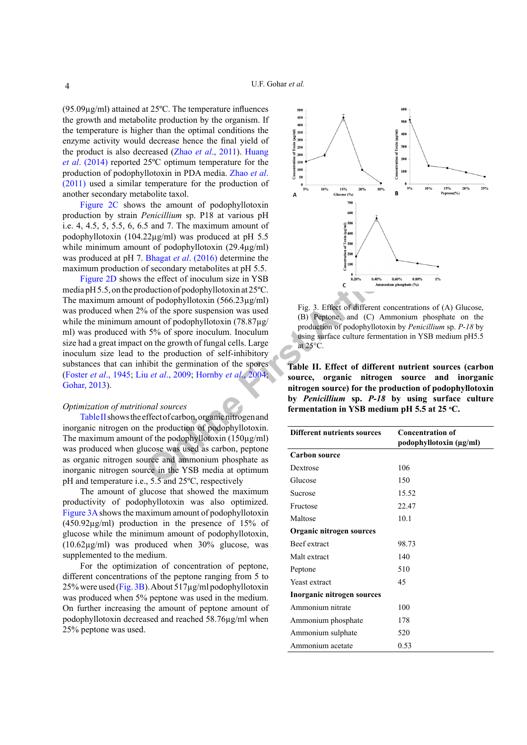(95.09µg/ml) attained at 25ºC. The temperature influences the growth and metabolite production by the organism. If the temperature is higher than the optimal conditions the enzyme activity would decrease hence the final yield of the product is also decreased (Zhao *et al*., 2011). Huang *et al*. (2014) reported 25ºC optimum temperature for the production of podophyllotoxin in PDA media. Zhao *et al*. (2011) used a similar temperature for the production of another secondary metabolite taxol.

Figure 2C shows the amount of podophyllotoxin production by strain *Penicillium* sp. P18 at various pH i.e. 4, 4.5, 5, 5.5, 6, 6.5 and 7. The maximum amount of podophyllotoxin (104.22µg/ml) was produced at pH 5.5 while minimum amount of podophyllotoxin (29.4µg/ml) was produced at pH 7. Bhagat *et al*. (2016) determine the maximum production of secondary metabolites at pH 5.5.

Figure 2D shows the effect of inoculum size in YSB media pH 5.5, on the production of podophyllotoxin at 25ºC. The maximum amount of podophyllotoxin (566.23µg/ml) was produced when 2% of the spore suspension was used while the minimum amount of podophyllotoxin (78.87µg/ml) was produced with 5% of spore inoculum. Inoculum size had a great impact on the growth of fungal cells. Large inoculum size lead to the production of self-inhibitory substances that can inhibit the germination of the spores (Foster *et al*., 1945; Liu *et al*., 2009; Hornby *et al*., 2004; Gohar, 2013).

*Optimization of nutritional sources*

Table II shows the effect of carbon, organic nitrogen and inorganic nitrogen on the production of podophyllotoxin. The maximum amount of the podophyllotoxin (150µg/ml) was produced when glucose was used as carbon, peptone as organic nitrogen source and ammonium phosphate as inorganic nitrogen source in the YSB media at optimum pH and temperature i.e., 5.5 and 25ºC, respectively

The amount of glucose that showed the maximum productivity of podophyllotoxin was also optimized. Figure 3A shows the maximum amount of podophyllotoxin (450.92µg/ml) production in the presence of 15% of glucose while the minimum amount of podophyllotoxin, (10.62µg/ml) was produced when 30% glucose, was supplemented to the medium.

For the optimization of concentration of peptone, different concentrations of the peptone ranging from 5 to 25% were used (Fig. 3B). About 517µg/ml podophyllotoxin was produced when 5% peptone was used in the medium. On further increasing the amount of peptone amount of podophyllotoxin decreased and reached 58.76µg/ml when 25% peptone was used.

Fig. 3. Effect of different concentrations of (A) Glucose, (B) Peptone, and (C) Ammonium phosphate on the production of podophyllotoxin by *Penicillium* sp. *P-18* by using surface culture fermentation in YSB medium pH5.5 at 25°C.

**Table II. Effect of different nutrient sources (carbon source, organic nitrogen source and inorganic nitrogen source) for the production of podophyllotoxin by *Penicillium* sp. *P-18* by using surface culture fermentation in YSB medium pH 5.5 at 25 ºC.**

| Different nutrients sources | Concentration of podophyllotoxin (µg/ml) |
|---|---|
| **Carbon source** | |
| Dextrose | 106 |
| Glucose | 150 |
| Sucrose | 15.52 |
| Fructose | 22.47 |
| Maltose | 10.1 |
| **Organic nitrogen sources** | |
| Beef extract | 98.73 |
| Malt extract | 140 |
| Peptone | 510 |
| Yeast extract | 45 |
| **Inorganic nitrogen sources** | |
| Ammonium nitrate | 100 |
| Ammonium phosphate | 178 |
| Ammonium sulphate | 520 |
| Ammonium acetate | 0.53 |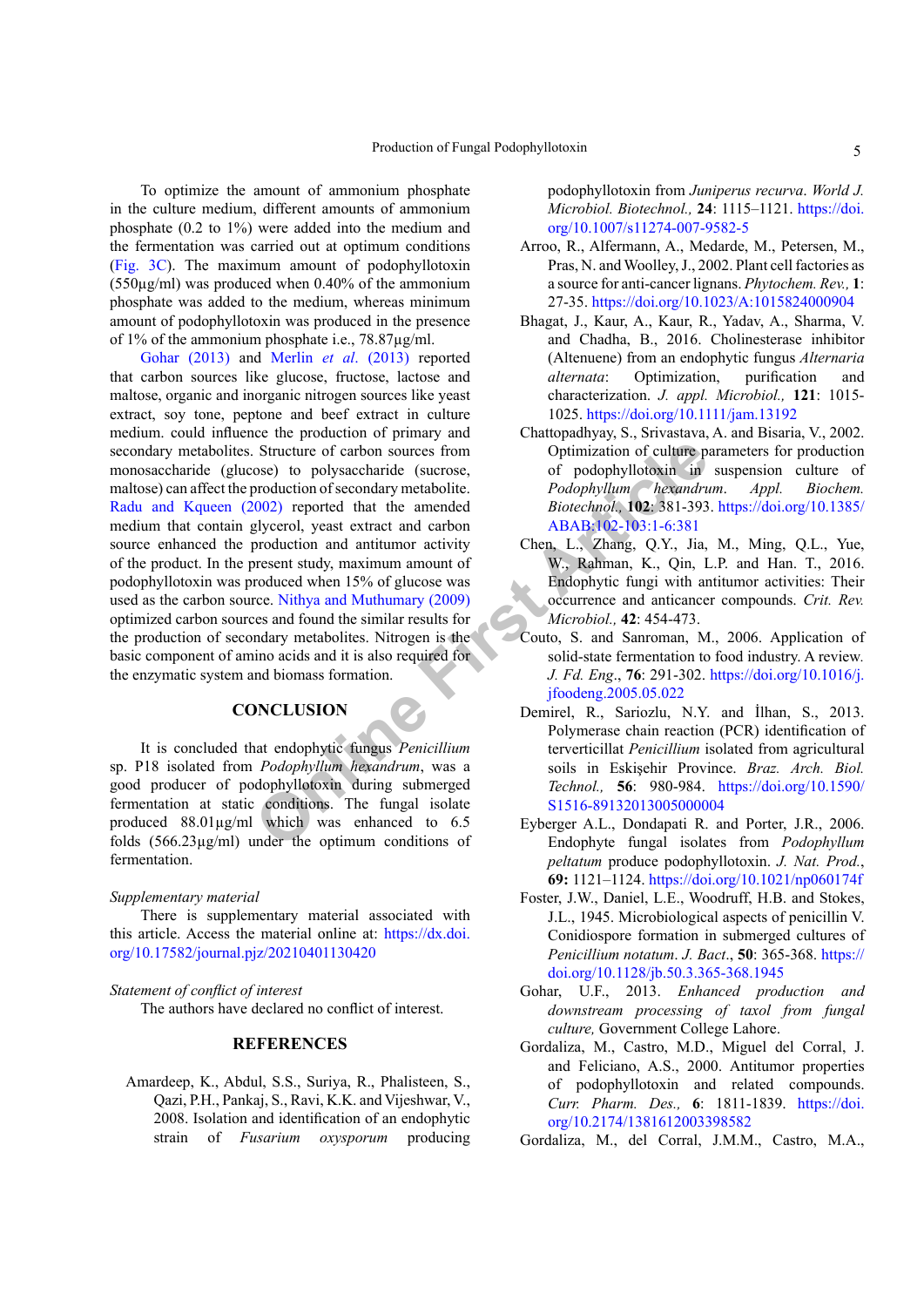To optimize the amount of ammonium phosphate in the culture medium, different amounts of ammonium phosphate (0.2 to 1%) were added into the medium and the fermentation was carried out at optimum conditions (Fig. 3C). The maximum amount of podophyllotoxin (550µg/ml) was produced when 0.40% of the ammonium phosphate was added to the medium, whereas minimum amount of podophyllotoxin was produced in the presence of 1% of the ammonium phosphate i.e., 78.87µg/ml.

Gohar (2013) and Merlin *et al.* (2013) reported that carbon sources like glucose, fructose, lactose and maltose, organic and inorganic nitrogen sources like yeast extract, soy tone, peptone and beef extract in culture medium. could influence the production of primary and secondary metabolites. Structure of carbon sources from monosaccharide (glucose) to polysaccharide (sucrose, maltose) can affect the production of secondary metabolite. Radu and Kqueen (2002) reported that the amended medium that contain glycerol, yeast extract and carbon source enhanced the production and antitumor activity of the product. In the present study, maximum amount of podophyllotoxin was produced when 15% of glucose was used as the carbon source. Nithya and Muthumary (2009) optimized carbon sources and found the similar results for the production of secondary metabolites. Nitrogen is the basic component of amino acids and it is also required for the enzymatic system and biomass formation.

## CONCLUSION

It is concluded that endophytic fungus *Penicillium* sp. P18 isolated from *Podophyllum hexandrum*, was a good producer of podophyllotoxin during submerged fermentation at static conditions. The fungal isolate produced 88.01µg/ml which was enhanced to 6.5 folds (566.23µg/ml) under the optimum conditions of fermentation.

*Supplementary material*

There is supplementary material associated with this article. Access the material online at: https://dx.doi.org/10.17582/journal.pjz/20210401130420

*Statement of conflict of interest*

The authors have declared no conflict of interest.

## REFERENCES

Amardeep, K., Abdul, S.S., Suriya, R., Phalisteen, S., Qazi, P.H., Pankaj, S., Ravi, K.K. and Vijeshwar, V., 2008. Isolation and identification of an endophytic strain of *Fusarium oxysporum* producing podophyllotoxin from *Juniperus recurva*. *World J. Microbiol. Biotechnol.,* **24**: 1115–1121. https://doi.org/10.1007/s11274-007-9582-5

Arroo, R., Alfermann, A., Medarde, M., Petersen, M., Pras, N. and Woolley, J., 2002. Plant cell factories as a source for anti-cancer lignans. *Phytochem. Rev.,* **1**: 27-35. https://doi.org/10.1023/A:1015824000904

Bhagat, J., Kaur, A., Kaur, R., Yadav, A., Sharma, V. and Chadha, B., 2016. Cholinesterase inhibitor (Altenuene) from an endophytic fungus *Alternaria alternata*: Optimization, purification and characterization. *J. appl. Microbiol.,* **121**: 1015-1025. https://doi.org/10.1111/jam.13192

Chattopadhyay, S., Srivastava, A. and Bisaria, V., 2002. Optimization of culture parameters for production of podophyllotoxin in suspension culture of *Podophyllum hexandrum*. *Appl. Biochem. Biotechnol.,* **102**: 381-393. https://doi.org/10.1385/ABAB:102-103:1-6:381

Chen, L., Zhang, Q.Y., Jia, M., Ming, Q.L., Yue, W., Rahman, K., Qin, L.P. and Han. T., 2016. Endophytic fungi with antitumor activities: Their occurrence and anticancer compounds. *Crit. Rev. Microbiol.,* **42**: 454-473.

Couto, S. and Sanroman, M., 2006. Application of solid-state fermentation to food industry. A review. *J. Fd. Eng.,* **76**: 291-302. https://doi.org/10.1016/j.jfoodeng.2005.05.022

Demirel, R., Sariozlu, N.Y. and İlhan, S., 2013. Polymerase chain reaction (PCR) identification of terverticillat *Penicillium* isolated from agricultural soils in Eskişehir Province. *Braz. Arch. Biol. Technol.,* **56**: 980-984. https://doi.org/10.1590/S1516-89132013005000004

Eyberger A.L., Dondapati R. and Porter, J.R., 2006. Endophyte fungal isolates from *Podophyllum peltatum* produce podophyllotoxin. *J. Nat. Prod.*, **69:** 1121–1124. https://doi.org/10.1021/np060174f

Foster, J.W., Daniel, L.E., Woodruff, H.B. and Stokes, J.L., 1945. Microbiological aspects of penicillin V. Conidiospore formation in submerged cultures of *Penicillium notatum*. *J. Bact*., **50**: 365-368. https://doi.org/10.1128/jb.50.3.365-368.1945

Gohar, U.F., 2013. *Enhanced production and downstream processing of taxol from fungal culture,* Government College Lahore.

Gordaliza, M., Castro, M.D., Miguel del Corral, J. and Feliciano, A.S., 2000. Antitumor properties of podophyllotoxin and related compounds. *Curr. Pharm. Des.,* **6**: 1811-1839. https://doi.org/10.2174/1381612003398582

Gordaliza, M., del Corral, J.M.M., Castro, M.A.,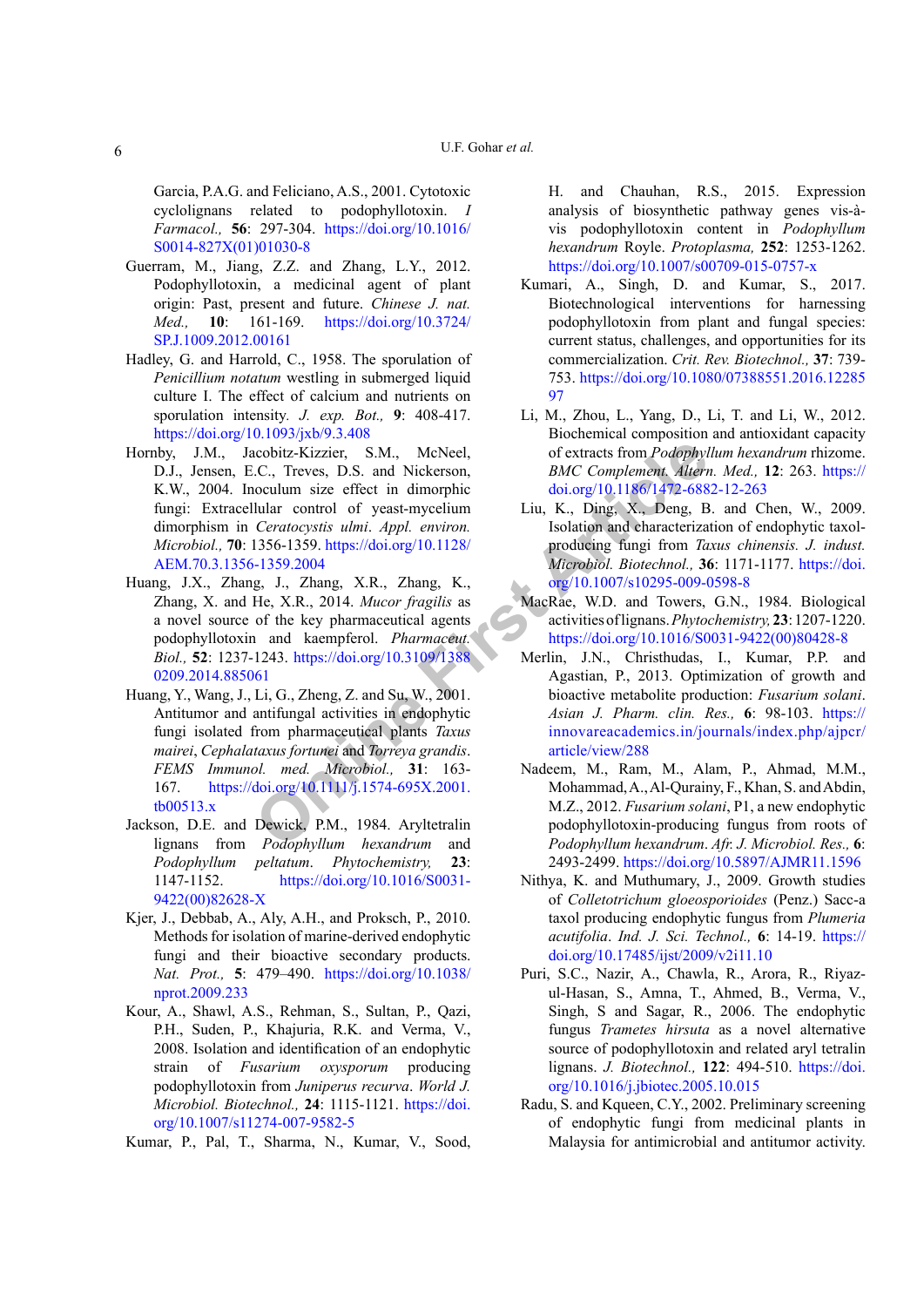Garcia, P.A.G. and Feliciano, A.S., 2001. Cytotoxic cyclolignans related to podophyllotoxin. *I Farmacol.,* **56**: 297-304. https://doi.org/10.1016/S0014-827X(01)01030-8

Guerram, M., Jiang, Z.Z. and Zhang, L.Y., 2012. Podophyllotoxin, a medicinal agent of plant origin: Past, present and future. *Chinese J. nat. Med.,* **10**: 161-169. https://doi.org/10.3724/SP.J.1009.2012.00161

Hadley, G. and Harrold, C., 1958. The sporulation of *Penicillium notatum* westling in submerged liquid culture I. The effect of calcium and nutrients on sporulation intensity. *J. exp. Bot.,* **9**: 408-417. https://doi.org/10.1093/jxb/9.3.408

Hornby, J.M., Jacobitz-Kizzier, S.M., McNeel, D.J., Jensen, E.C., Treves, D.S. and Nickerson, K.W., 2004. Inoculum size effect in dimorphic fungi: Extracellular control of yeast-mycelium dimorphism in *Ceratocystis ulmi*. *Appl. environ. Microbiol.,* **70**: 1356-1359. https://doi.org/10.1128/AEM.70.3.1356-1359.2004

Huang, J.X., Zhang, J., Zhang, X.R., Zhang, K., Zhang, X. and He, X.R., 2014. *Mucor fragilis* as a novel source of the key pharmaceutical agents podophyllotoxin and kaempferol. *Pharmaceut. Biol.,* **52**: 1237-1243. https://doi.org/10.3109/13880209.2014.885061

Huang, Y., Wang, J., Li, G., Zheng, Z. and Su, W., 2001. Antitumor and antifungal activities in endophytic fungi isolated from pharmaceutical plants *Taxus mairei*, *Cephalataxus fortunei* and *Torreya grandis*. *FEMS Immunol. med. Microbiol.,* **31**: 163-167. https://doi.org/10.1111/j.1574-695X.2001.tb00513.x

Jackson, D.E. and Dewick, P.M., 1984. Aryltetralin lignans from *Podophyllum hexandrum* and *Podophyllum peltatum*. *Phytochemistry,* **23**: 1147-1152. https://doi.org/10.1016/S0031-9422(00)82628-X

Kjer, J., Debbab, A., Aly, A.H., and Proksch, P., 2010. Methods for isolation of marine-derived endophytic fungi and their bioactive secondary products. *Nat. Prot.,* **5**: 479–490. https://doi.org/10.1038/nprot.2009.233

Kour, A., Shawl, A.S., Rehman, S., Sultan, P., Qazi, P.H., Suden, P., Khajuria, R.K. and Verma, V., 2008. Isolation and identification of an endophytic strain of *Fusarium oxysporum* producing podophyllotoxin from *Juniperus recurva*. *World J. Microbiol. Biotechnol.,* **24**: 1115-1121. https://doi.org/10.1007/s11274-007-9582-5

Kumar, P., Pal, T., Sharma, N., Kumar, V., Sood, H. and Chauhan, R.S., 2015. Expression analysis of biosynthetic pathway genes vis-à-vis podophyllotoxin content in *Podophyllum hexandrum* Royle. *Protoplasma,* **252**: 1253-1262. https://doi.org/10.1007/s00709-015-0757-x

Kumari, A., Singh, D. and Kumar, S., 2017. Biotechnological interventions for harnessing podophyllotoxin from plant and fungal species: current status, challenges, and opportunities for its commercialization. *Crit. Rev. Biotechnol.,* **37**: 739-753. https://doi.org/10.1080/07388551.2016.1228597

Li, M., Zhou, L., Yang, D., Li, T. and Li, W., 2012. Biochemical composition and antioxidant capacity of extracts from *Podophyllum hexandrum* rhizome. *BMC Complement. Altern. Med.,* **12**: 263. https://doi.org/10.1186/1472-6882-12-263

Liu, K., Ding, X., Deng, B. and Chen, W., 2009. Isolation and characterization of endophytic taxol-producing fungi from *Taxus chinensis*. *J. indust. Microbiol. Biotechnol.,* **36**: 1171-1177. https://doi.org/10.1007/s10295-009-0598-8

MacRae, W.D. and Towers, G.N., 1984. Biological activities of lignans. *Phytochemistry,* **23**: 1207-1220. https://doi.org/10.1016/S0031-9422(00)80428-8

Merlin, J.N., Christhudas, I., Kumar, P.P. and Agastian, P., 2013. Optimization of growth and bioactive metabolite production: *Fusarium solani*. *Asian J. Pharm. clin. Res.,* **6**: 98-103. https://innovareacademics.in/journals/index.php/ajpcr/article/view/288

Nadeem, M., Ram, M., Alam, P., Ahmad, M.M., Mohammad, A., Al-Qurainy, F., Khan, S. and Abdin, M.Z., 2012. *Fusarium solani*, P1, a new endophytic podophyllotoxin-producing fungus from roots of *Podophyllum hexandrum*. *Afr. J. Microbiol. Res.,* **6**: 2493-2499. https://doi.org/10.5897/AJMR11.1596

Nithya, K. and Muthumary, J., 2009. Growth studies of *Colletotrichum gloeosporioides* (Penz.) Sacc-a taxol producing endophytic fungus from *Plumeria acutifolia*. *Ind. J. Sci. Technol.,* **6**: 14-19. https://doi.org/10.17485/ijst/2009/v2i11.10

Puri, S.C., Nazir, A., Chawla, R., Arora, R., Riyaz-ul-Hasan, S., Amna, T., Ahmed, B., Verma, V., Singh, S and Sagar, R., 2006. The endophytic fungus *Trametes hirsuta* as a novel alternative source of podophyllotoxin and related aryl tetralin lignans. *J. Biotechnol.,* **122**: 494-510. https://doi.org/10.1016/j.jbiotec.2005.10.015

Radu, S. and Kqueen, C.Y., 2002. Preliminary screening of endophytic fungi from medicinal plants in Malaysia for antimicrobial and antitumor activity.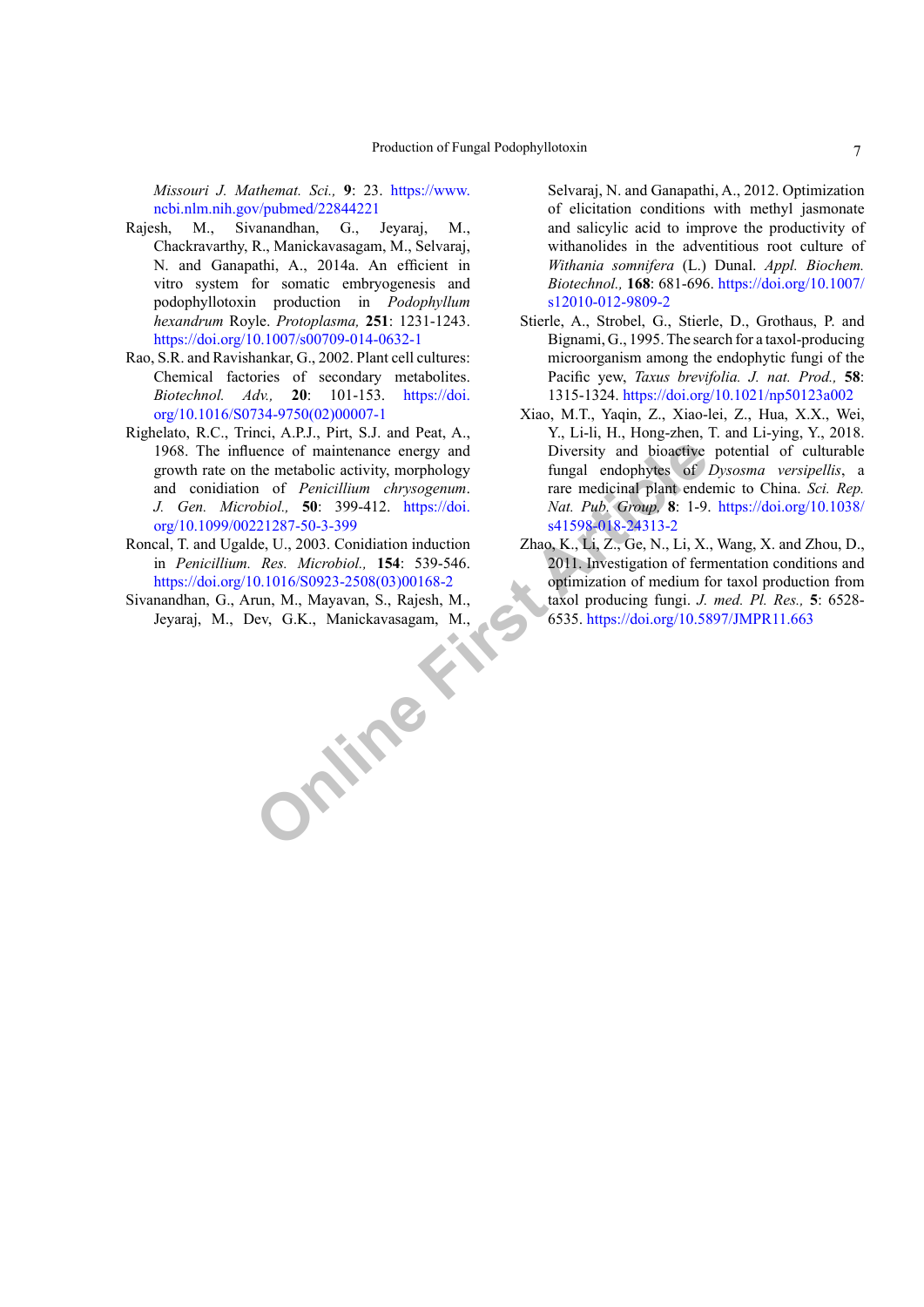*Missouri J. Mathemat. Sci.,* **9**: 23. https://www.ncbi.nlm.nih.gov/pubmed/22844221

Rajesh, M., Sivanandhan, G., Jeyaraj, M., Chackravarthy, R., Manickavasagam, M., Selvaraj, N. and Ganapathi, A., 2014a. An efficient in vitro system for somatic embryogenesis and podophyllotoxin production in *Podophyllum hexandrum* Royle. *Protoplasma,* **251**: 1231-1243. https://doi.org/10.1007/s00709-014-0632-1

Rao, S.R. and Ravishankar, G., 2002. Plant cell cultures: Chemical factories of secondary metabolites. *Biotechnol. Adv.,* **20**: 101-153. https://doi.org/10.1016/S0734-9750(02)00007-1

Righelato, R.C., Trinci, A.P.J., Pirt, S.J. and Peat, A., 1968. The influence of maintenance energy and growth rate on the metabolic activity, morphology and conidiation of *Penicillium chrysogenum*. *J. Gen. Microbiol.,* **50**: 399-412. https://doi.org/10.1099/00221287-50-3-399

Roncal, T. and Ugalde, U., 2003. Conidiation induction in *Penicillium. Res. Microbiol.,* **154**: 539-546. https://doi.org/10.1016/S0923-2508(03)00168-2

Sivanandhan, G., Arun, M., Mayavan, S., Rajesh, M., Jeyaraj, M., Dev, G.K., Manickavasagam, M., Selvaraj, N. and Ganapathi, A., 2012. Optimization of elicitation conditions with methyl jasmonate and salicylic acid to improve the productivity of withanolides in the adventitious root culture of *Withania somnifera* (L.) Dunal. *Appl. Biochem. Biotechnol.,* **168**: 681-696. https://doi.org/10.1007/s12010-012-9809-2

Stierle, A., Strobel, G., Stierle, D., Grothaus, P. and Bignami, G., 1995. The search for a taxol-producing microorganism among the endophytic fungi of the Pacific yew, *Taxus brevifolia. J. nat. Prod.,* **58**: 1315-1324. https://doi.org/10.1021/np50123a002

Xiao, M.T., Yaqin, Z., Xiao-lei, Z., Hua, X.X., Wei, Y., Li-li, H., Hong-zhen, T. and Li-ying, Y., 2018. Diversity and bioactive potential of culturable fungal endophytes of *Dysosma versipellis*, a rare medicinal plant endemic to China. *Sci. Rep. Nat. Pub. Group,* **8**: 1-9. https://doi.org/10.1038/s41598-018-24313-2

Zhao, K., Li, Z., Ge, N., Li, X., Wang, X. and Zhou, D., 2011. Investigation of fermentation conditions and optimization of medium for taxol production from taxol producing fungi. *J. med. Pl. Res.,* **5**: 6528-6535. https://doi.org/10.5897/JMPR11.663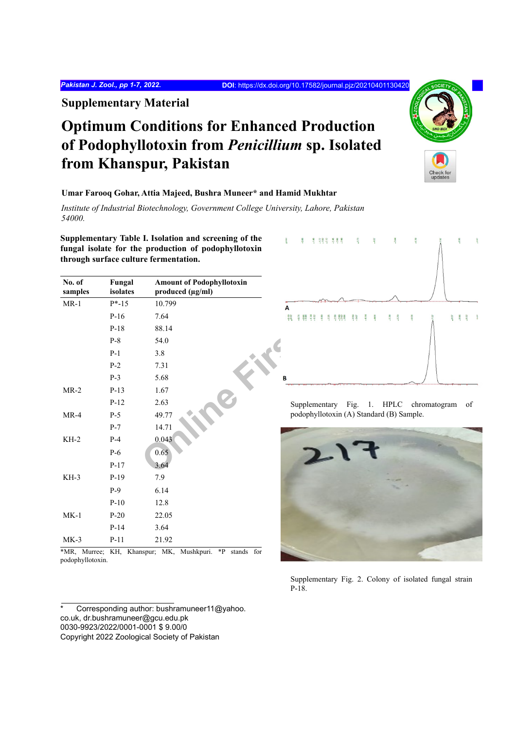## Supplementary Material

# Optimum Conditions for Enhanced Production of Podophyllotoxin from *Penicillium* sp. Isolated from Khanspur, Pakistan

**Umar Farooq Gohar, Attia Majeed, Bushra Muneer* and Hamid Mukhtar**

*Institute of Industrial Biotechnology, Government College University, Lahore, Pakistan 54000.*

**Supplementary Table I. Isolation and screening of the fungal isolate for the production of podophyllotoxin through surface culture fermentation.**

| No. of samples | Fungal isolates | Amount of Podophyllotoxin produced (µg/ml) |
|---|---|---|
| MR-1 | P*-15 | 10.799 |
| | P-16 | 7.64 |
| | P-18 | 88.14 |
| | P-8 | 54.0 |
| | P-1 | 3.8 |
| | P-2 | 7.31 |
| | P-3 | 5.68 |
| MR-2 | P-13 | 1.67 |
| | P-12 | 2.63 |
| MR-4 | P-5 | 49.77 |
| | P-7 | 14.71 |
| KH-2 | P-4 | 0.043 |
| | P-6 | 0.65 |
| | P-17 | 3.64 |
| KH-3 | P-19 | 7.9 |
| | P-9 | 6.14 |
| | P-10 | 12.8 |
| MK-1 | P-20 | 22.05 |
| | P-14 | 3.64 |
| MK-3 | P-11 | 21.92 |

*MR, Murree; KH, Khanspur; MK, Mushkpuri. *P stands for podophyllotoxin.

Supplementary Fig. 1. HPLC chromatogram of podophyllotoxin (A) Standard (B) Sample.

Supplementary Fig. 2. Colony of isolated fungal strain P-18.

\* Corresponding author: bushramuneer11@yahoo.co.uk, dr.bushramuneer@gcu.edu.pk
0030-9923/2022/0001-0001 $ 9.00/0
Copyright 2022 Zoological Society of Pakistan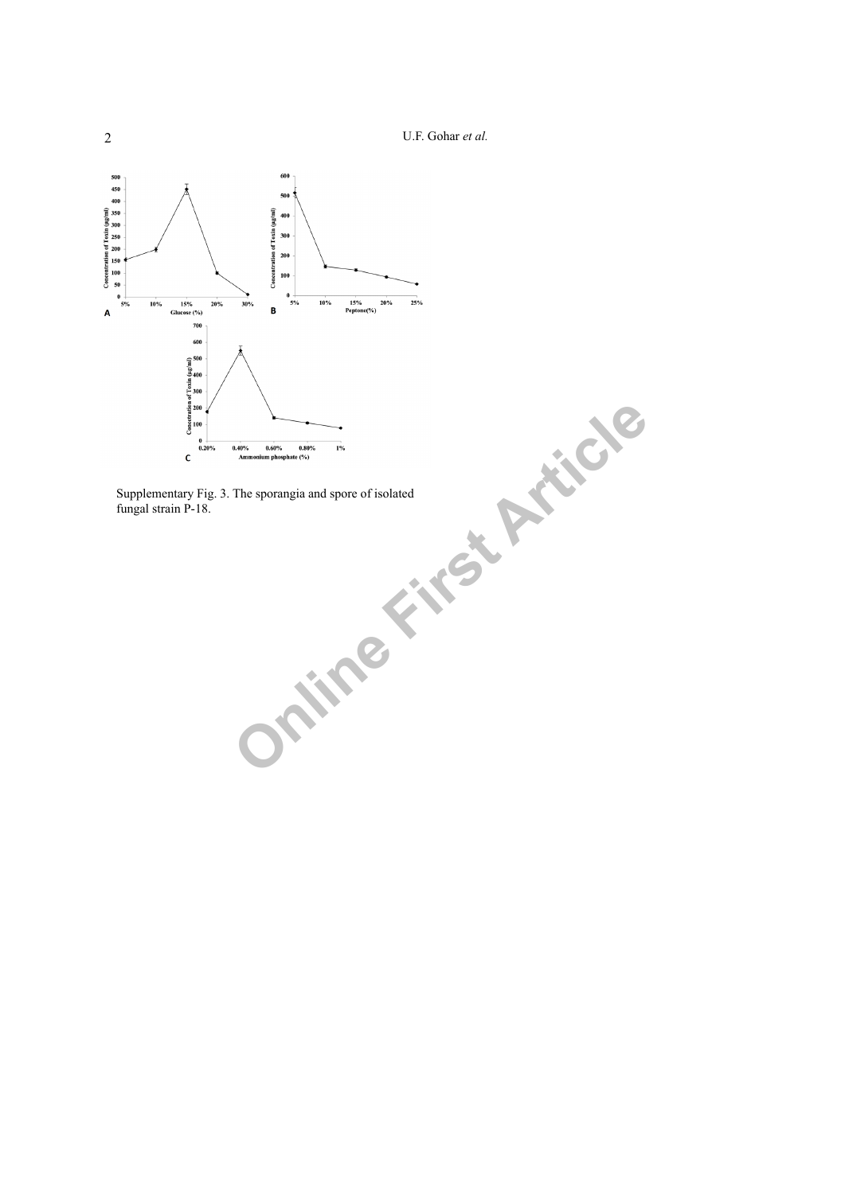Concentration of Toxin (µg/ml)

500
450
400
350
300
250
200
150
100
50
0

5% 10% 15% 20% 30%

Glucose (%)

A

Concentration of Toxin (µg/ml)

600
500
400
300
200
100
0

5% 10% 15% 20% 25%

Peptone(%)

B

Concentration of Toxin (µg/ml)

700
600
500
400
300
200
100
0

0.20% 0.40% 0.60% 0.80% 1%

Ammonium phosphate (%)

C

Supplementary Fig. 3. The sporangia and spore of isolated fungal strain P-18.